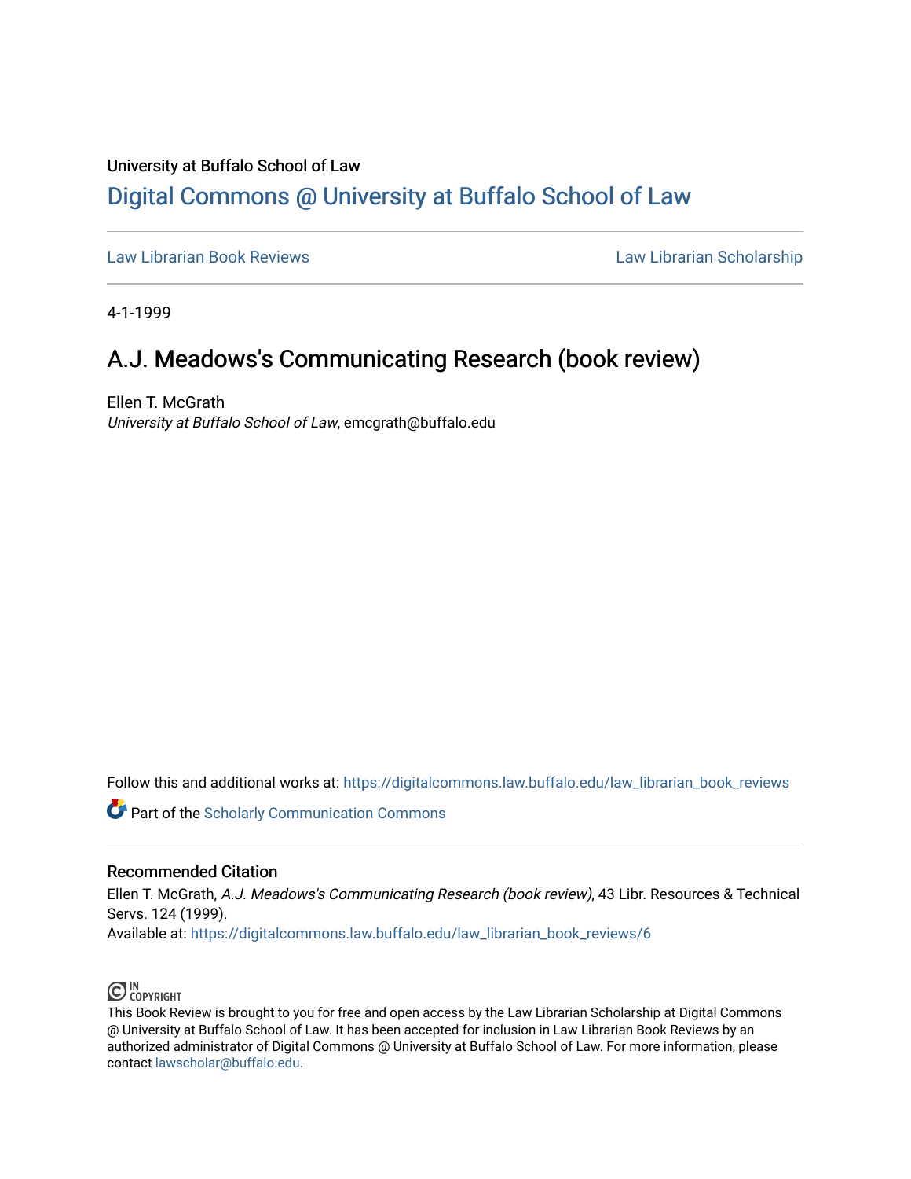University at Buffalo School of Law

# Digital Commons @ University at Buffalo School of Law

Law Librarian Book Reviews Law Librarian Scholarship

4-1-1999

## A.J. Meadows's Communicating Research (book review)

Ellen T. McGrath
*University at Buffalo School of Law*, emcgrath@buffalo.edu

Follow this and additional works at: https://digitalcommons.law.buffalo.edu/law_librarian_book_reviews

Part of the Scholarly Communication Commons

### Recommended Citation

Ellen T. McGrath, *A.J. Meadows's Communicating Research (book review)*, 43 Libr. Resources & Technical Servs. 124 (1999).
Available at: https://digitalcommons.law.buffalo.edu/law_librarian_book_reviews/6

IN COPYRIGHT

This Book Review is brought to you for free and open access by the Law Librarian Scholarship at Digital Commons @ University at Buffalo School of Law. It has been accepted for inclusion in Law Librarian Book Reviews by an authorized administrator of Digital Commons @ University at Buffalo School of Law. For more information, please contact lawscholar@buffalo.edu.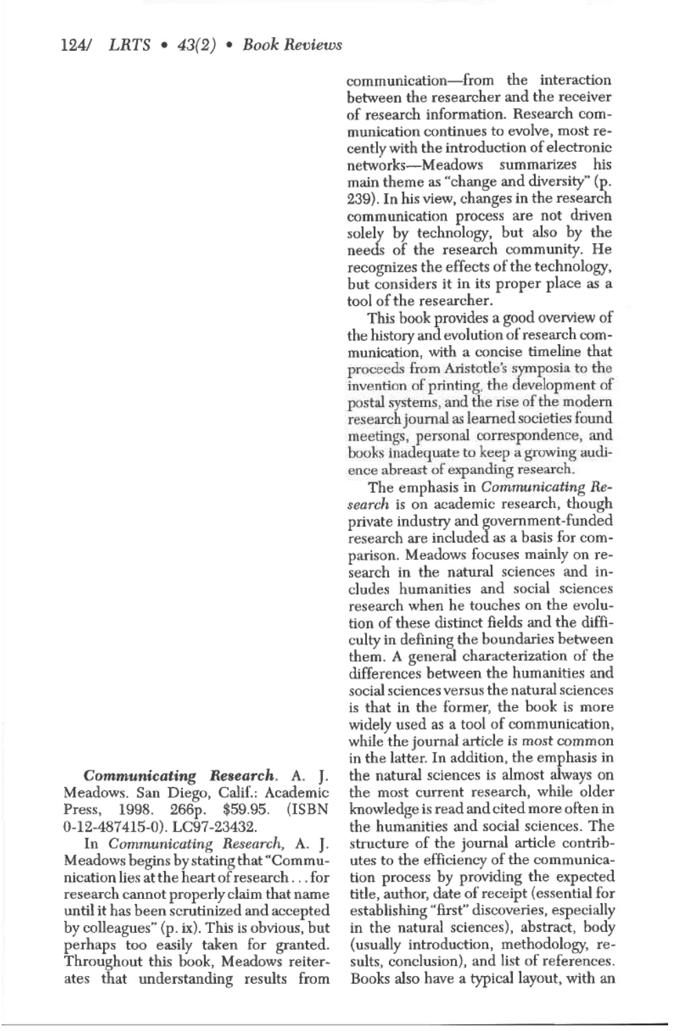***Communicating Research*.** A. J. Meadows. San Diego, Calif.: Academic Press, 1998. 266p. $59.95. (ISBN 0-12-487415-0). LC97-23432.

In *Communicating Research,* A. J. Meadows begins by stating that "Communication lies at the heart of research . . . for research cannot properly claim that name until it has been scrutinized and accepted by colleagues" (p. ix). This is obvious, but perhaps too easily taken for granted. Throughout this book, Meadows reiterates that understanding results from communication—from the interaction between the researcher and the receiver of research information. Research communication continues to evolve, most recently with the introduction of electronic networks—Meadows summarizes his main theme as "change and diversity" (p. 239). In his view, changes in the research communication process are not driven solely by technology, but also by the needs of the research community. He recognizes the effects of the technology, but considers it in its proper place as a tool of the researcher.

This book provides a good overview of the history and evolution of research communication, with a concise timeline that proceeds from Aristotle's symposia to the invention of printing, the development of postal systems, and the rise of the modern research journal as learned societies found meetings, personal correspondence, and books inadequate to keep a growing audience abreast of expanding research.

The emphasis in *Communicating Research* is on academic research, though private industry and government-funded research are included as a basis for comparison. Meadows focuses mainly on research in the natural sciences and includes humanities and social sciences research when he touches on the evolution of these distinct fields and the difficulty in defining the boundaries between them. A general characterization of the differences between the humanities and social sciences versus the natural sciences is that in the former, the book is more widely used as a tool of communication, while the journal article is most common in the latter. In addition, the emphasis in the natural sciences is almost always on the most current research, while older knowledge is read and cited more often in the humanities and social sciences. The structure of the journal article contributes to the efficiency of the communication process by providing the expected title, author, date of receipt (essential for establishing "first" discoveries, especially in the natural sciences), abstract, body (usually introduction, methodology, results, conclusion), and list of references. Books also have a typical layout, with an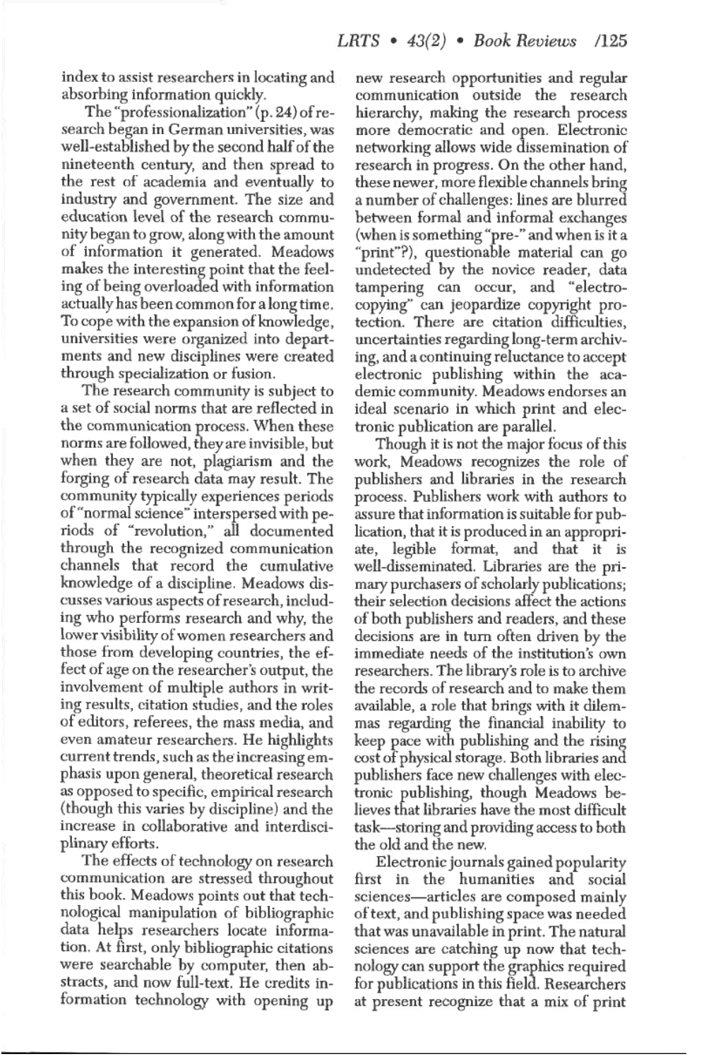index to assist researchers in locating and absorbing information quickly.

The "professionalization" (p. 24) of research began in German universities, was well-established by the second half of the nineteenth century, and then spread to the rest of academia and eventually to industry and government. The size and education level of the research community began to grow, along with the amount of information it generated. Meadows makes the interesting point that the feeling of being overloaded with information actually has been common for a long time. To cope with the expansion of knowledge, universities were organized into departments and new disciplines were created through specialization or fusion.

The research community is subject to a set of social norms that are reflected in the communication process. When these norms are followed, they are invisible, but when they are not, plagiarism and the forging of research data may result. The community typically experiences periods of "normal science" interspersed with periods of "revolution," all documented through the recognized communication channels that record the cumulative knowledge of a discipline. Meadows discusses various aspects of research, including who performs research and why, the lower visibility of women researchers and those from developing countries, the effect of age on the researcher's output, the involvement of multiple authors in writing results, citation studies, and the roles of editors, referees, the mass media, and even amateur researchers. He highlights current trends, such as the increasing emphasis upon general, theoretical research as opposed to specific, empirical research (though this varies by discipline) and the increase in collaborative and interdisciplinary efforts.

The effects of technology on research communication are stressed throughout this book. Meadows points out that technological manipulation of bibliographic data helps researchers locate information. At first, only bibliographic citations were searchable by computer, then abstracts, and now full-text. He credits information technology with opening up new research opportunities and regular communication outside the research hierarchy, making the research process more democratic and open. Electronic networking allows wide dissemination of research in progress. On the other hand, these newer, more flexible channels bring a number of challenges: lines are blurred between formal and informal exchanges (when is something "pre-" and when is it a "print"?), questionable material can go undetected by the novice reader, data tampering can occur, and "electro-copying" can jeopardize copyright protection. There are citation difficulties, uncertainties regarding long-term archiving, and a continuing reluctance to accept electronic publishing within the academic community. Meadows endorses an ideal scenario in which print and electronic publication are parallel.

Though it is not the major focus of this work, Meadows recognizes the role of publishers and libraries in the research process. Publishers work with authors to assure that information is suitable for publication, that it is produced in an appropriate, legible format, and that it is well-disseminated. Libraries are the primary purchasers of scholarly publications; their selection decisions affect the actions of both publishers and readers, and these decisions are in turn often driven by the immediate needs of the institution's own researchers. The library's role is to archive the records of research and to make them available, a role that brings with it dilemmas regarding the financial inability to keep pace with publishing and the rising cost of physical storage. Both libraries and publishers face new challenges with electronic publishing, though Meadows believes that libraries have the most difficult task—storing and providing access to both the old and the new.

Electronic journals gained popularity first in the humanities and social sciences—articles are composed mainly of text, and publishing space was needed that was unavailable in print. The natural sciences are catching up now that technology can support the graphics required for publications in this field. Researchers at present recognize that a mix of print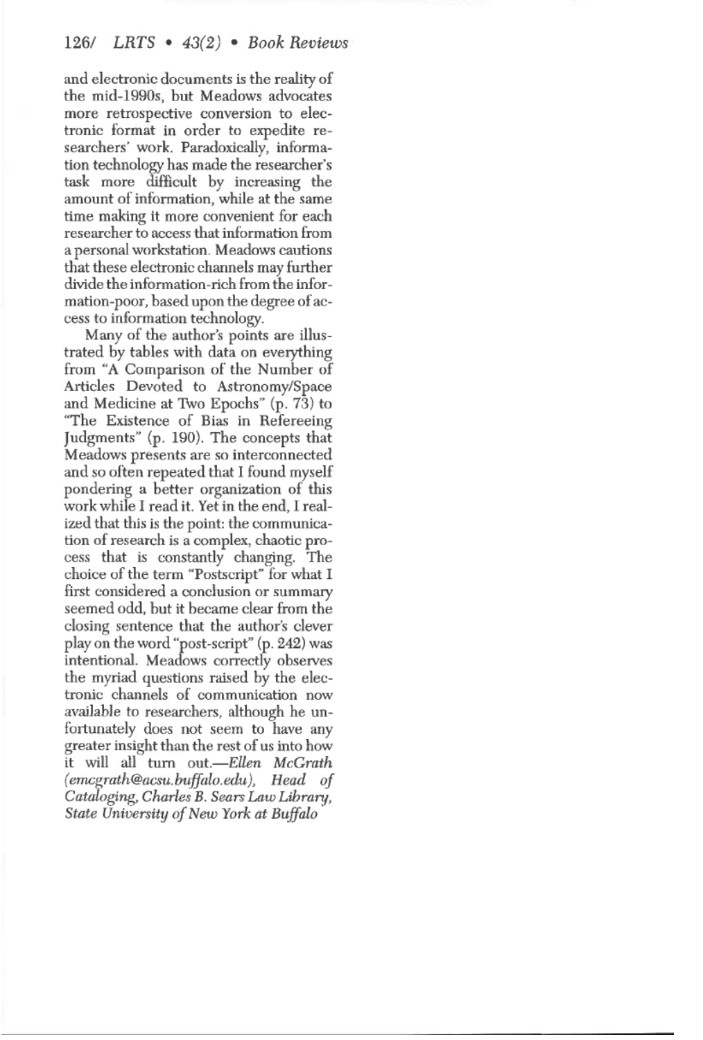and electronic documents is the reality of the mid-1990s, but Meadows advocates more retrospective conversion to electronic format in order to expedite researchers' work. Paradoxically, information technology has made the researcher's task more difficult by increasing the amount of information, while at the same time making it more convenient for each researcher to access that information from a personal workstation. Meadows cautions that these electronic channels may further divide the information-rich from the information-poor, based upon the degree of access to information technology.

Many of the author's points are illustrated by tables with data on everything from "A Comparison of the Number of Articles Devoted to Astronomy/Space and Medicine at Two Epochs" (p. 73) to "The Existence of Bias in Refereeing Judgments" (p. 190). The concepts that Meadows presents are so interconnected and so often repeated that I found myself pondering a better organization of this work while I read it. Yet in the end, I realized that this is the point: the communication of research is a complex, chaotic process that is constantly changing. The choice of the term "Postscript" for what I first considered a conclusion or summary seemed odd, but it became clear from the closing sentence that the author's clever play on the word "post-script" (p. 242) was intentional. Meadows correctly observes the myriad questions raised by the electronic channels of communication now available to researchers, although he unfortunately does not seem to have any greater insight than the rest of us into how it will all turn out.—*Ellen McGrath (emcgrath@acsu.buffalo.edu), Head of Cataloging, Charles B. Sears Law Library, State University of New York at Buffalo*